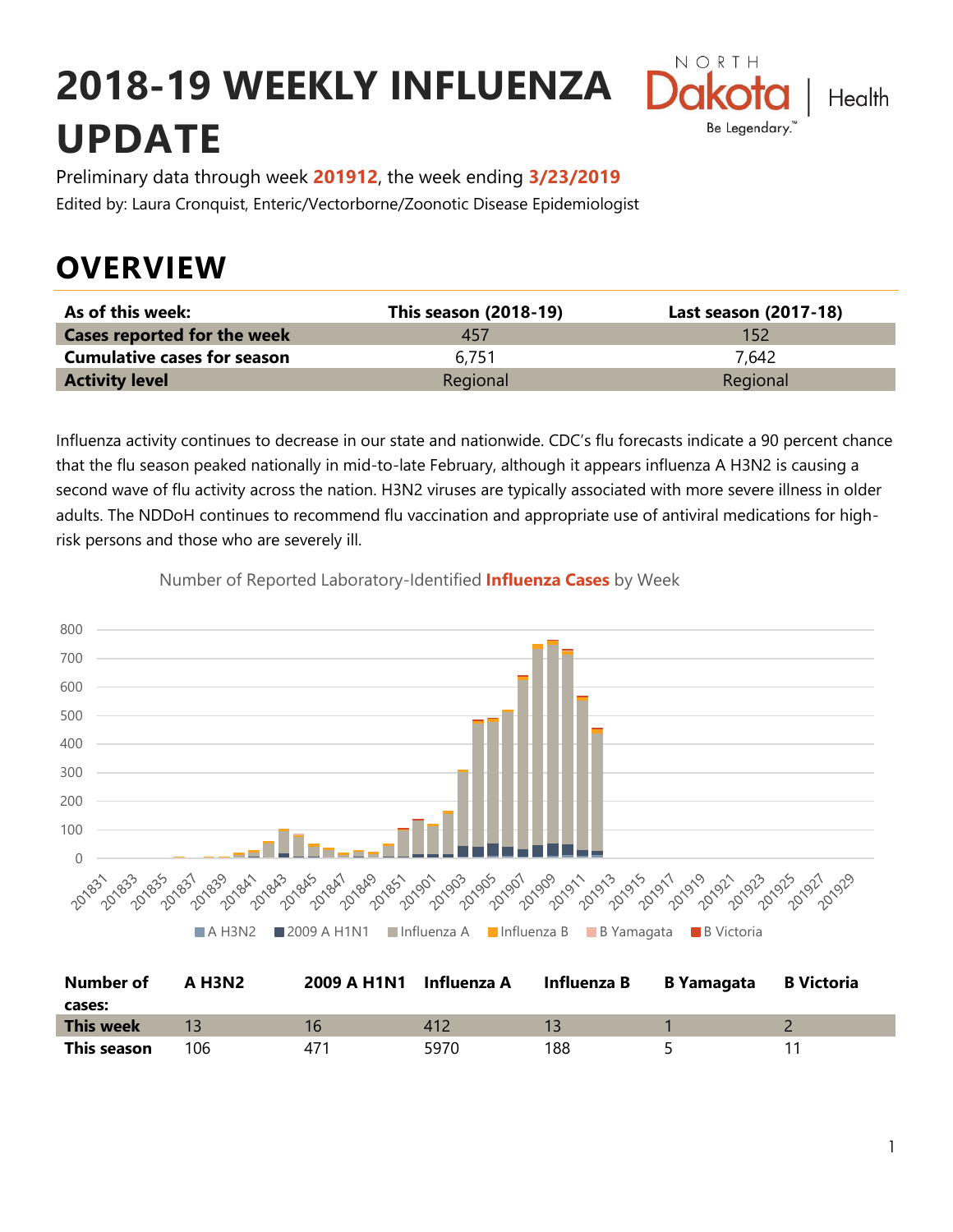# 2018-19 WEEKLY INFLUENZA UPDATE

Preliminary data through week **201912**, the week ending **3/23/2019**

Edited by: Laura Cronquist, Enteric/Vectorborne/Zoonotic Disease Epidemiologist

## OVERVIEW

| As of this week: | This season (2018-19) | Last season (2017-18) |
|---|---|---|
| **Cases reported for the week** | 457 | 152 |
| **Cumulative cases for season** | 6,751 | 7,642 |
| **Activity level** | Regional | Regional |

Influenza activity continues to decrease in our state and nationwide. CDC's flu forecasts indicate a 90 percent chance that the flu season peaked nationally in mid-to-late February, although it appears influenza A H3N2 is causing a second wave of flu activity across the nation. H3N2 viruses are typically associated with more severe illness in older adults. The NDDoH continues to recommend flu vaccination and appropriate use of antiviral medications for high-risk persons and those who are severely ill.

Number of Reported Laboratory-Identified **Influenza Cases** by Week

| Number of cases: | A H3N2 | 2009 A H1N1 | Influenza A | Influenza B | B Yamagata | B Victoria |
|---|---|---|---|---|---|---|
| **This week** | 13 | 16 | 412 | 13 | 1 | 2 |
| **This season** | 106 | 471 | 5970 | 188 | 5 | 11 |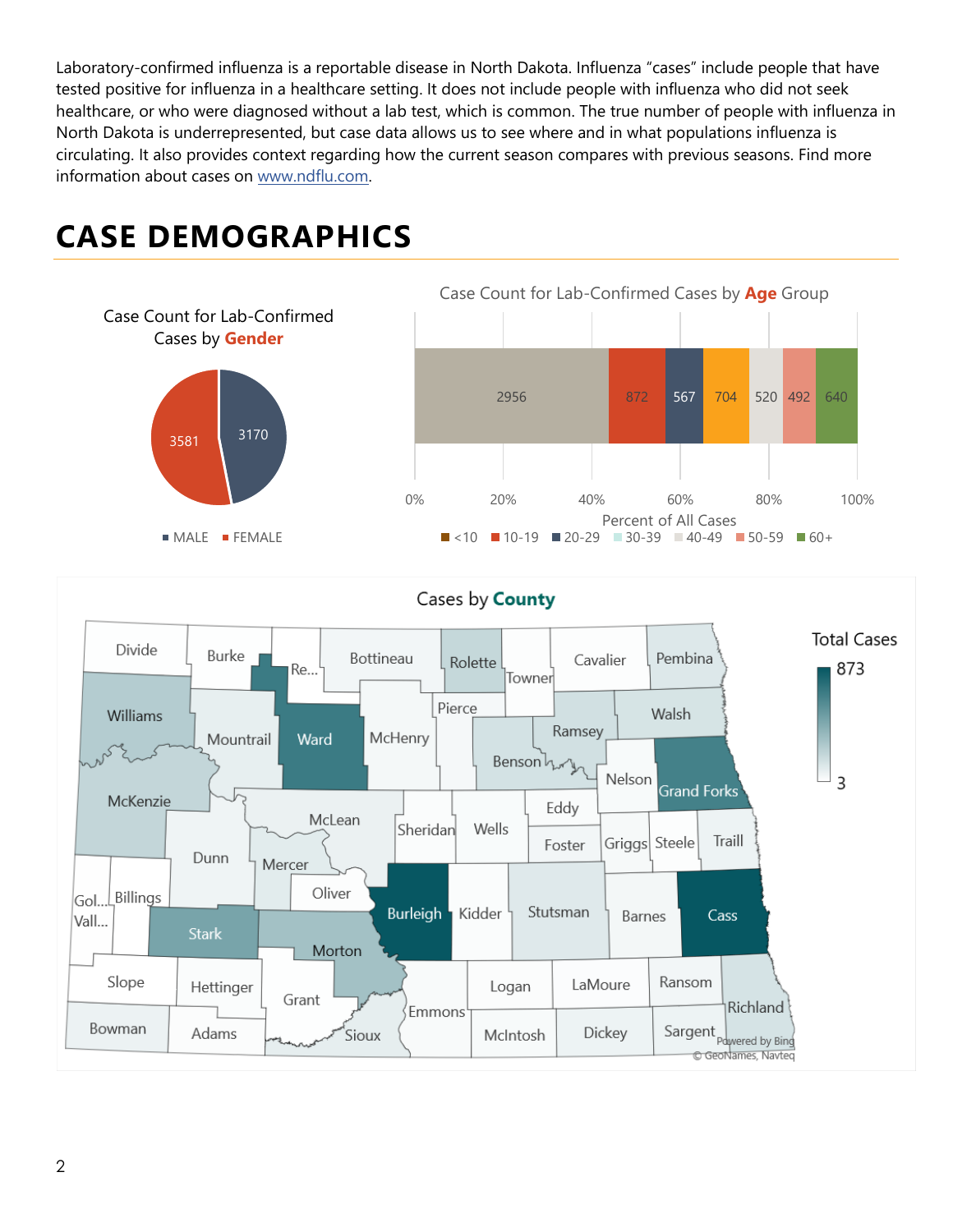Laboratory-confirmed influenza is a reportable disease in North Dakota. Influenza "cases" include people that have tested positive for influenza in a healthcare setting. It does not include people with influenza who did not seek healthcare, or who were diagnosed without a lab test, which is common. The true number of people with influenza in North Dakota is underrepresented, but case data allows us to see where and in what populations influenza is circulating. It also provides context regarding how the current season compares with previous seasons. Find more information about cases on www.ndflu.com.

# CASE DEMOGRAPHICS

Case Count for Lab-Confirmed Cases by **Gender**

| Gender | Cases |
|---|---|
| MALE | 3170 |
| FEMALE | 3581 |

Case Count for Lab-Confirmed Cases by **Age** Group

| Age Group | Cases |
|---|---|
| <10 | 2956 |
| 10-19 | 872 |
| 20-29 | 567 |
| 30-39 | 704 |
| 40-49 | 520 |
| 50-59 | 492 |
| 60+ | 640 |

Percent of All Cases

Cases by **County**

Total Cases: 3 – 873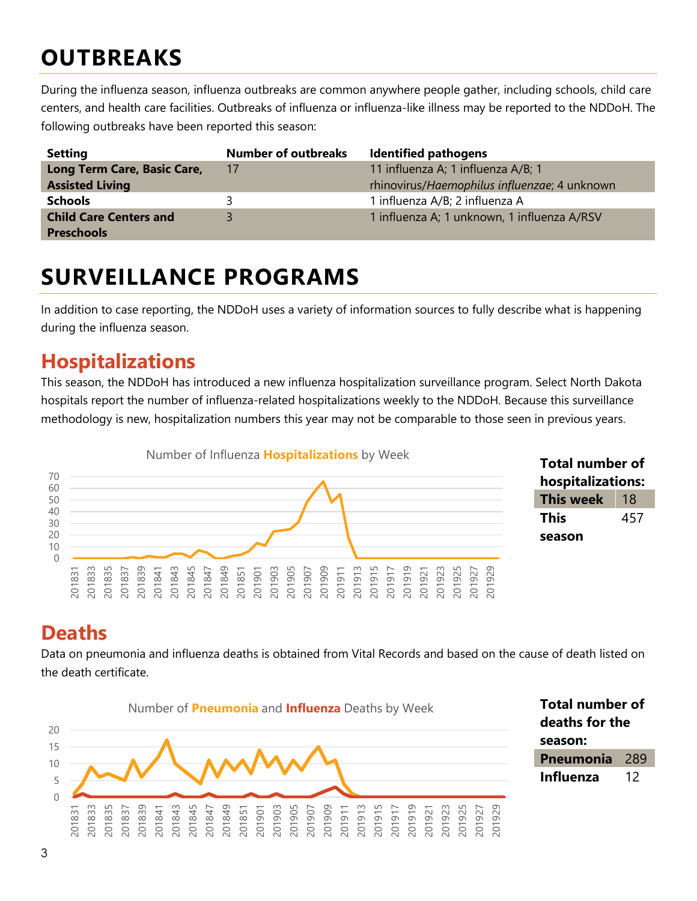# OUTBREAKS

During the influenza season, influenza outbreaks are common anywhere people gather, including schools, child care centers, and health care facilities. Outbreaks of influenza or influenza-like illness may be reported to the NDDoH. The following outbreaks have been reported this season:

| Setting | Number of outbreaks | Identified pathogens |
|---|---|---|
| **Long Term Care, Basic Care, Assisted Living** | 17 | 11 influenza A; 1 influenza A/B; 1 rhinovirus/*Haemophilus influenzae*; 4 unknown |
| **Schools** | 3 | 1 influenza A/B; 2 influenza A |
| **Child Care Centers and Preschools** | 3 | 1 influenza A; 1 unknown, 1 influenza A/RSV |

# SURVEILLANCE PROGRAMS

In addition to case reporting, the NDDoH uses a variety of information sources to fully describe what is happening during the influenza season.

## Hospitalizations

This season, the NDDoH has introduced a new influenza hospitalization surveillance program. Select North Dakota hospitals report the number of influenza-related hospitalizations weekly to the NDDoH. Because this surveillance methodology is new, hospitalization numbers this year may not be comparable to those seen in previous years.

Number of Influenza **Hospitalizations** by Week

**Total number of hospitalizations:**

| | |
|---|---|
| **This week** | 18 |
| **This season** | 457 |

## Deaths

Data on pneumonia and influenza deaths is obtained from Vital Records and based on the cause of death listed on the death certificate.

Number of **Pneumonia** and **Influenza** Deaths by Week

**Total number of deaths for the season:**

| | |
|---|---|
| **Pneumonia** | 289 |
| **Influenza** | 12 |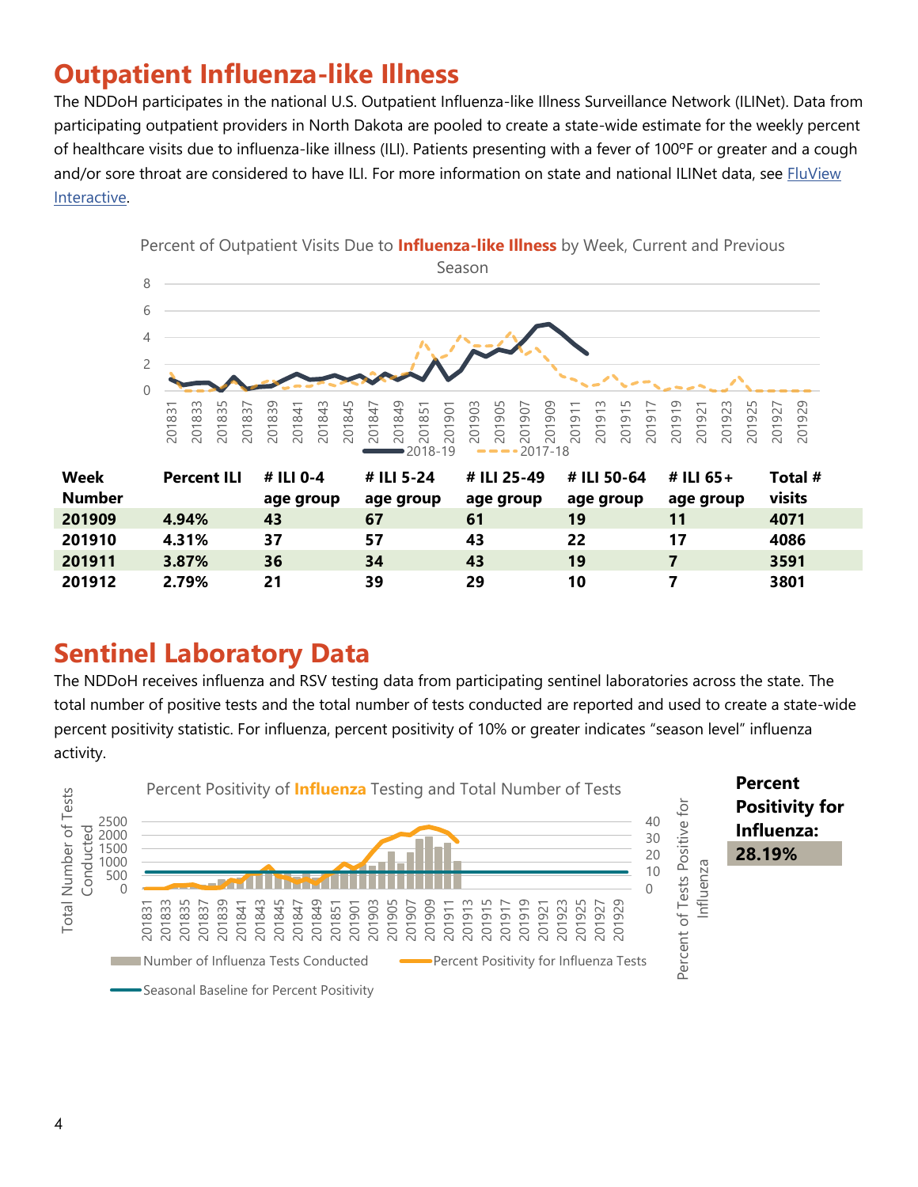## Outpatient Influenza-like Illness

The NDDoH participates in the national U.S. Outpatient Influenza-like Illness Surveillance Network (ILINet). Data from participating outpatient providers in North Dakota are pooled to create a state-wide estimate for the weekly percent of healthcare visits due to influenza-like illness (ILI). Patients presenting with a fever of 100ºF or greater and a cough and/or sore throat are considered to have ILI. For more information on state and national ILINet data, see FluView Interactive.

Percent of Outpatient Visits Due to **Influenza-like Illness** by Week, Current and Previous Season

| Week Number | Percent ILI | # ILI 0-4 age group | # ILI 5-24 age group | # ILI 25-49 age group | # ILI 50-64 age group | # ILI 65+ age group | Total # visits |
|---|---|---|---|---|---|---|---|
| **201909** | **4.94%** | **43** | **67** | **61** | **19** | **11** | **4071** |
| **201910** | **4.31%** | **37** | **57** | **43** | **22** | **17** | **4086** |
| **201911** | **3.87%** | **36** | **34** | **43** | **19** | **7** | **3591** |
| **201912** | **2.79%** | **21** | **39** | **29** | **10** | **7** | **3801** |

## Sentinel Laboratory Data

The NDDoH receives influenza and RSV testing data from participating sentinel laboratories across the state. The total number of positive tests and the total number of tests conducted are reported and used to create a state-wide percent positivity statistic. For influenza, percent positivity of 10% or greater indicates "season level" influenza activity.

Percent Positivity of **Influenza** Testing and Total Number of Tests

**Percent Positivity for Influenza: 28.19%**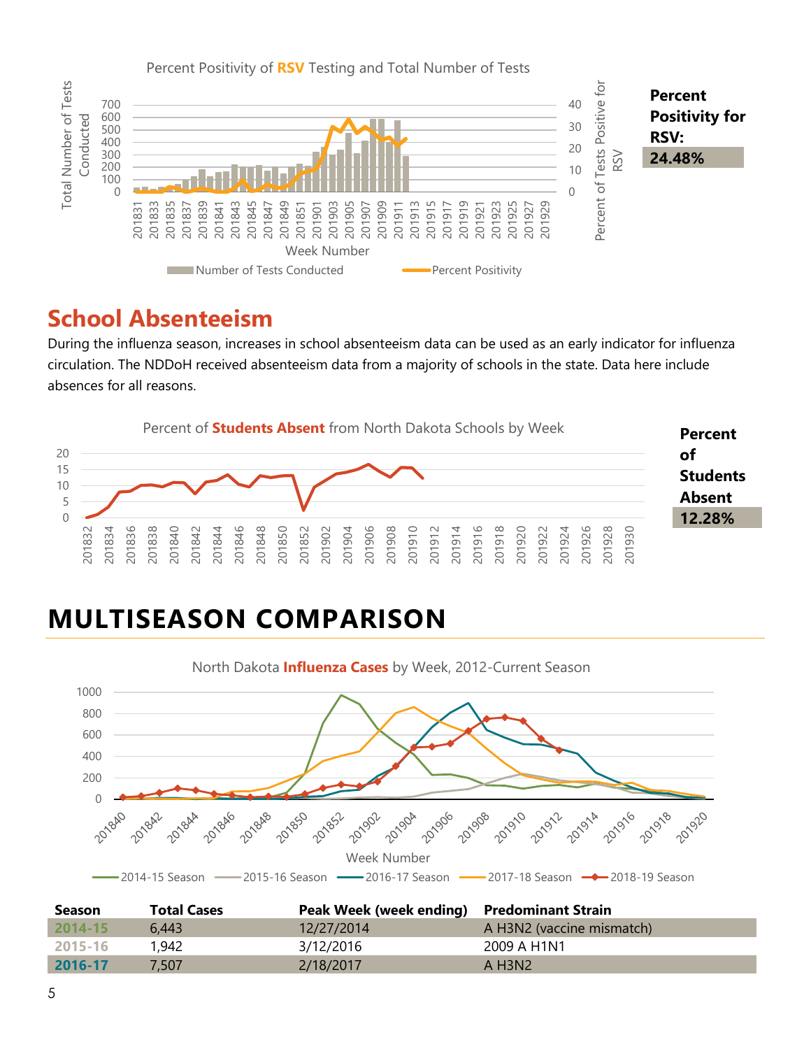Percent Positivity of **RSV** Testing and Total Number of Tests

**Percent Positivity for RSV:**
**24.48%**

## School Absenteeism

During the influenza season, increases in school absenteeism data can be used as an early indicator for influenza circulation. The NDDoH received absenteeism data from a majority of schools in the state. Data here include absences for all reasons.

Percent of **Students Absent** from North Dakota Schools by Week

**Percent of Students Absent**
**12.28%**

# MULTISEASON COMPARISON

North Dakota **Influenza Cases** by Week, 2012-Current Season

| Season | Total Cases | Peak Week (week ending) | Predominant Strain |
|---|---|---|---|
| 2014-15 | 6,443 | 12/27/2014 | A H3N2 (vaccine mismatch) |
| 2015-16 | 1,942 | 3/12/2016 | 2009 A H1N1 |
| 2016-17 | 7,507 | 2/18/2017 | A H3N2 |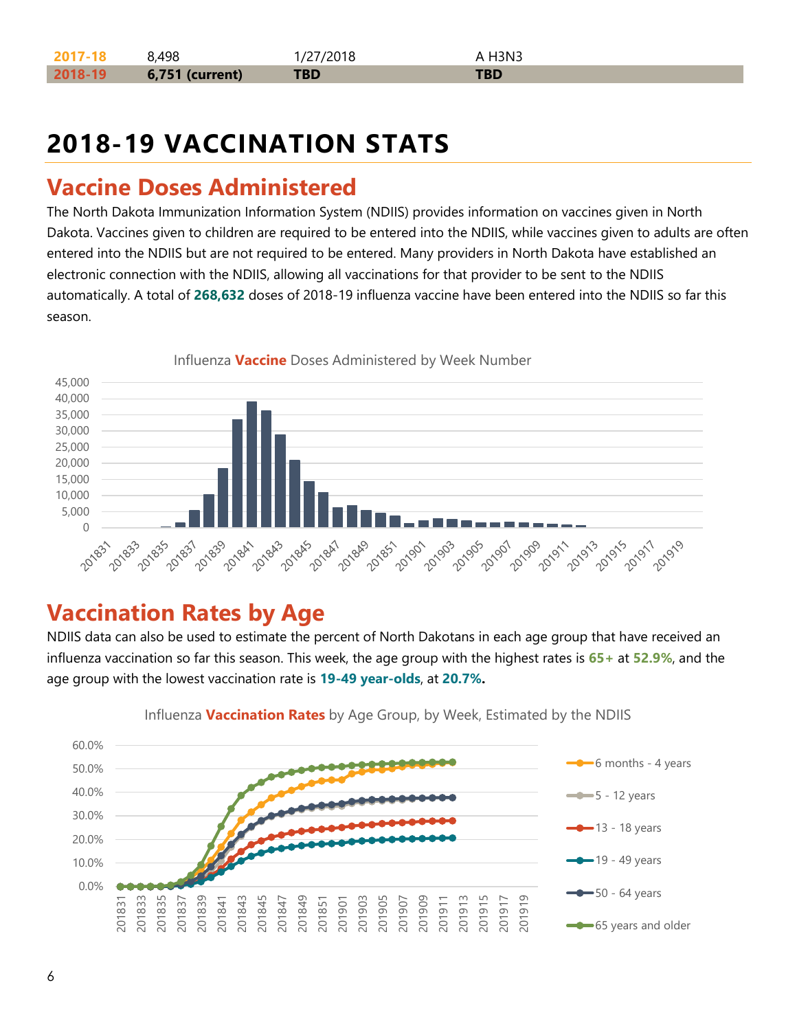| | | | |
|---|---|---|---|
| 2017-18 | 8,498 | 1/27/2018 | A H3N3 |
| 2018-19 | **6,751 (current)** | **TBD** | **TBD** |

# 2018-19 VACCINATION STATS

## Vaccine Doses Administered

The North Dakota Immunization Information System (NDIIS) provides information on vaccines given in North Dakota. Vaccines given to children are required to be entered into the NDIIS, while vaccines given to adults are often entered into the NDIIS but are not required to be entered. Many providers in North Dakota have established an electronic connection with the NDIIS, allowing all vaccinations for that provider to be sent to the NDIIS automatically. A total of **268,632** doses of 2018-19 influenza vaccine have been entered into the NDIIS so far this season.

Influenza **Vaccine** Doses Administered by Week Number

45,000
40,000
35,000
30,000
25,000
20,000
15,000
10,000
5,000
0

201831 201833 201835 201837 201839 201841 201843 201845 201847 201849 201851 201901 201903 201905 201907 201909 201911 201913 201915 201917 201919

## Vaccination Rates by Age

NDIIS data can also be used to estimate the percent of North Dakotans in each age group that have received an influenza vaccination so far this season. This week, the age group with the highest rates is **65+** at **52.9%**, and the age group with the lowest vaccination rate is **19-49 year-olds**, at **20.7%.**

Influenza **Vaccination Rates** by Age Group, by Week, Estimated by the NDIIS

60.0%
50.0%
40.0%
30.0%
20.0%
10.0%
0.0%

201831 201833 201835 201837 201839 201841 201843 201845 201847 201849 201851 201901 201903 201905 201907 201909 201911 201913 201915 201917 201919

6 months - 4 years
5 - 12 years
13 - 18 years
19 - 49 years
50 - 64 years
65 years and older